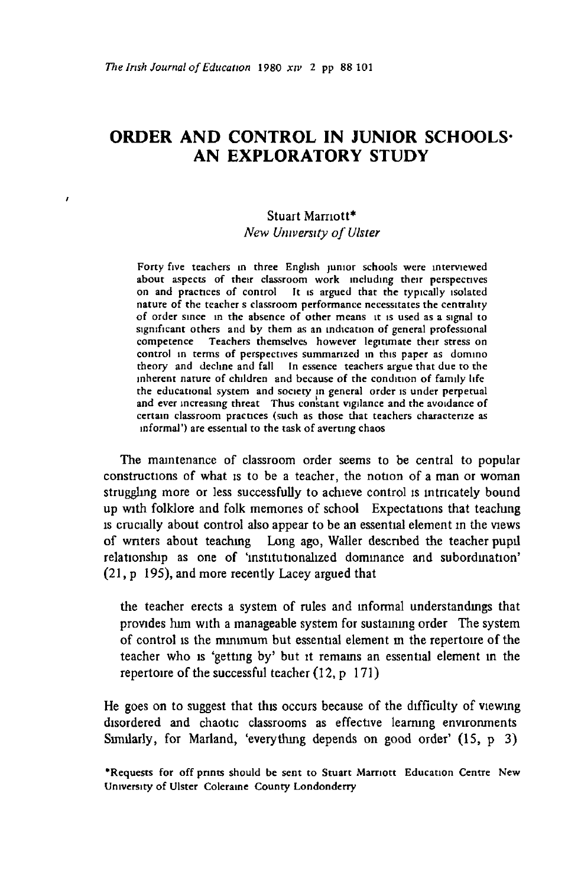# ORDER AND CONTROL IN JUNIOR SCHOOLS: AN EXPLORATORY STUDY

Stuart Marriott*
*New University of Ulster*

Forty five teachers in three English junior schools were interviewed about aspects of their classroom work including their perspectives on and practices of control It is argued that the typically isolated nature of the teacher s classroom performance necessitates the centrality of order since in the absence of other means it is used as a signal to significant others and by them as an indication of general professional competence Teachers themselves however legitimate their stress on control in terms of perspectives summarized in this paper as domino theory and decline and fall In essence teachers argue that due to the inherent nature of children and because of the condition of family life the educational system and society in general order is under perpetual and ever increasing threat Thus constant vigilance and the avoidance of certain classroom practices (such as those that teachers characterize as informal') are essential to the task of averting chaos

The maintenance of classroom order seems to be central to popular constructions of what is to be a teacher, the notion of a man or woman struggling more or less successfully to achieve control is intricately bound up with folklore and folk memories of school Expectations that teaching is crucially about control also appear to be an essential element in the views of writers about teaching Long ago, Waller described the teacher pupil relationship as one of 'institutionalized dominance and subordination' (21, p 195), and more recently Lacey argued that

> the teacher erects a system of rules and informal understandings that provides him with a manageable system for sustaining order The system of control is the minimum but essential element in the repertoire of the teacher who is 'getting by' but it remains an essential element in the repertoire of the successful teacher (12, p 171)

He goes on to suggest that this occurs because of the difficulty of viewing disordered and chaotic classrooms as effective learning environments Similarly, for Marland, 'everything depends on good order' (15, p 3)

*Requests for off prints should be sent to Stuart Marriott Education Centre New University of Ulster Coleraine County Londonderry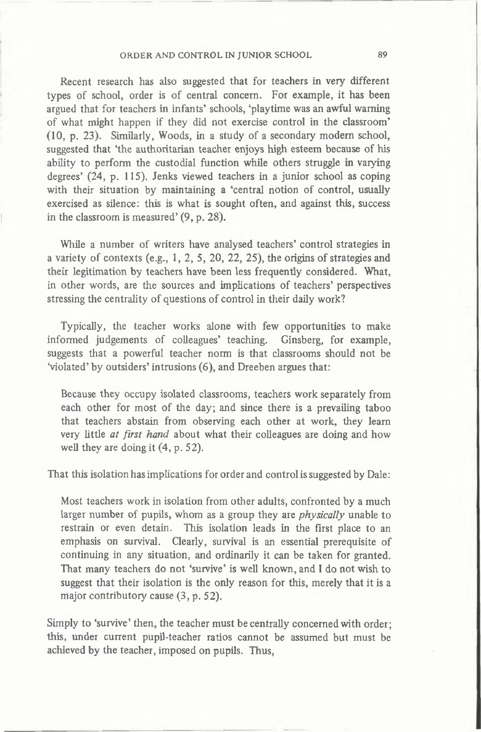Recent research has also suggested that for teachers in very different types of school, order is of central concern. For example, it has been argued that for teachers in infants' schools, 'playtime was an awful warning of what might happen if they did not exercise control in the classroom' (10, p. 23). Similarly, Woods, in a study of a secondary modern school, suggested that 'the authoritarian teacher enjoys high esteem because of his ability to perform the custodial function while others struggle in varying degrees' (24, p. 115). Jenks viewed teachers in a junior school as coping with their situation by maintaining a 'central notion of control, usually exercised as silence: this is what is sought often, and against this, success in the classroom is measured' (9, p. 28).

While a number of writers have analysed teachers' control strategies in a variety of contexts (e.g., 1, 2, 5, 20, 22, 25), the origins of strategies and their legitimation by teachers have been less frequently considered. What, in other words, are the sources and implications of teachers' perspectives stressing the centrality of questions of control in their daily work?

Typically, the teacher works alone with few opportunities to make informed judgements of colleagues' teaching. Ginsberg, for example, suggests that a powerful teacher norm is that classrooms should not be 'violated' by outsiders' intrusions (6), and Dreeben argues that:

> Because they occupy isolated classrooms, teachers work separately from each other for most of the day; and since there is a prevailing taboo that teachers abstain from observing each other at work, they learn very little *at first hand* about what their colleagues are doing and how well they are doing it (4, p. 52).

That this isolation has implications for order and control is suggested by Dale:

> Most teachers work in isolation from other adults, confronted by a much larger number of pupils, whom as a group they are *physically* unable to restrain or even detain. This isolation leads in the first place to an emphasis on survival. Clearly, survival is an essential prerequisite of continuing in any situation, and ordinarily it can be taken for granted. That many teachers do not 'survive' is well known, and I do not wish to suggest that their isolation is the only reason for this, merely that it is a major contributory cause (3, p. 52).

Simply to 'survive' then, the teacher must be centrally concerned with order; this, under current pupil-teacher ratios cannot be assumed but must be achieved by the teacher, imposed on pupils. Thus,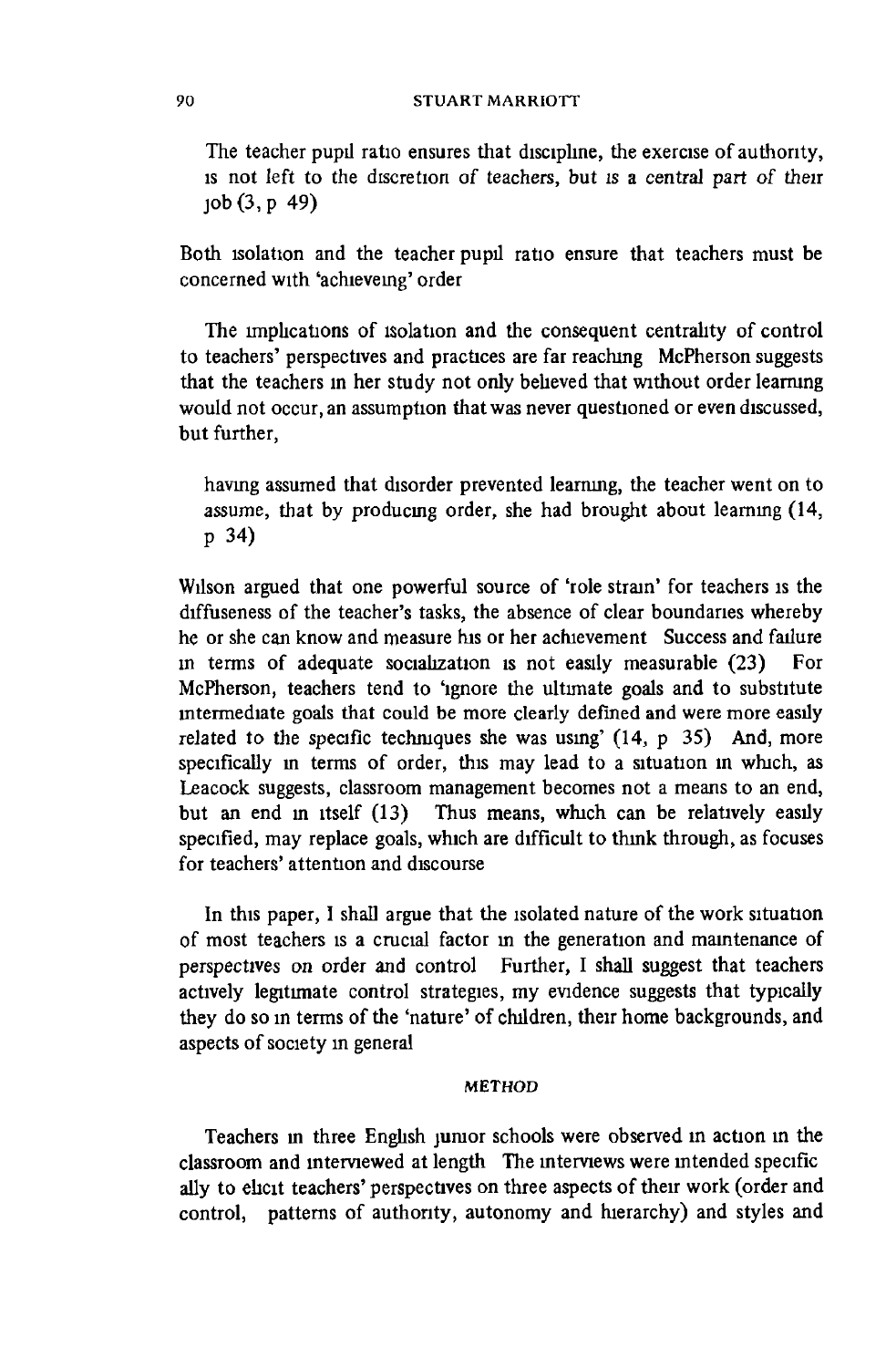> The teacher pupil ratio ensures that discipline, the exercise of authority, is not left to the discretion of teachers, but is a central part of their job (3, p 49)

Both isolation and the teacher pupil ratio ensure that teachers must be concerned with 'achieveing' order

The implications of isolation and the consequent centrality of control to teachers' perspectives and practices are far reaching McPherson suggests that the teachers in her study not only believed that without order learning would not occur, an assumption that was never questioned or even discussed, but further,

> having assumed that disorder prevented learning, the teacher went on to assume, that by producing order, she had brought about learning (14, p 34)

Wilson argued that one powerful source of 'role strain' for teachers is the diffuseness of the teacher's tasks, the absence of clear boundaries whereby he or she can know and measure his or her achievement Success and failure in terms of adequate socialization is not easily measurable (23) For McPherson, teachers tend to 'ignore the ultimate goals and to substitute intermediate goals that could be more clearly defined and were more easily related to the specific techniques she was using' (14, p 35) And, more specifically in terms of order, this may lead to a situation in which, as Leacock suggests, classroom management becomes not a means to an end, but an end in itself (13) Thus means, which can be relatively easily specified, may replace goals, which are difficult to think through, as focuses for teachers' attention and discourse

In this paper, I shall argue that the isolated nature of the work situation of most teachers is a crucial factor in the generation and maintenance of perspectives on order and control Further, I shall suggest that teachers actively legitimate control strategies, my evidence suggests that typically they do so in terms of the 'nature' of children, their home backgrounds, and aspects of society in general

## METHOD

Teachers in three English junior schools were observed in action in the classroom and interviewed at length The interviews were intended specifically to elicit teachers' perspectives on three aspects of their work (order and control, patterns of authority, autonomy and hierarchy) and styles and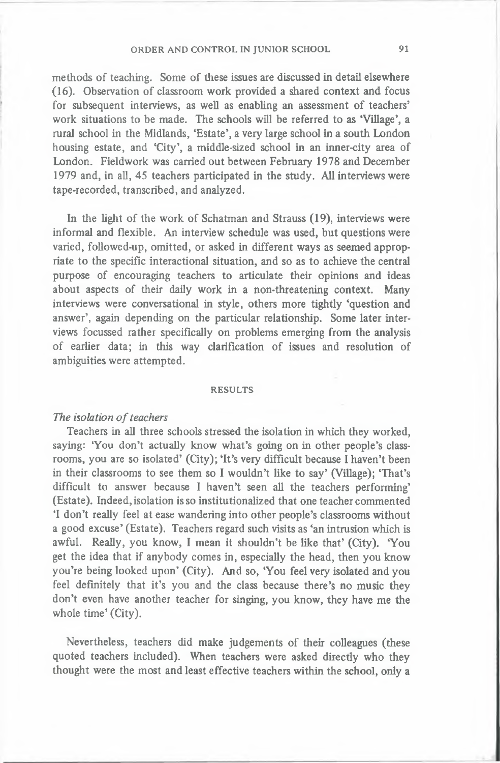methods of teaching. Some of these issues are discussed in detail elsewhere (16). Observation of classroom work provided a shared context and focus for subsequent interviews, as well as enabling an assessment of teachers' work situations to be made. The schools will be referred to as 'Village', a rural school in the Midlands, 'Estate', a very large school in a south London housing estate, and 'City', a middle-sized school in an inner-city area of London. Fieldwork was carried out between February 1978 and December 1979 and, in all, 45 teachers participated in the study. All interviews were tape-recorded, transcribed, and analyzed.

In the light of the work of Schatman and Strauss (19), interviews were informal and flexible. An interview schedule was used, but questions were varied, followed-up, omitted, or asked in different ways as seemed appropriate to the specific interactional situation, and so as to achieve the central purpose of encouraging teachers to articulate their opinions and ideas about aspects of their daily work in a non-threatening context. Many interviews were conversational in style, others more tightly 'question and answer', again depending on the particular relationship. Some later interviews focussed rather specifically on problems emerging from the analysis of earlier data; in this way clarification of issues and resolution of ambiguities were attempted.

## RESULTS

### *The isolation of teachers*

Teachers in all three schools stressed the isolation in which they worked, saying: 'You don't actually know what's going on in other people's classrooms, you are so isolated' (City); 'It's very difficult because I haven't been in their classrooms to see them so I wouldn't like to say' (Village); 'That's difficult to answer because I haven't seen all the teachers performing' (Estate). Indeed, isolation is so institutionalized that one teacher commented 'I don't really feel at ease wandering into other people's classrooms without a good excuse' (Estate). Teachers regard such visits as 'an intrusion which is awful. Really, you know, I mean it shouldn't be like that' (City). 'You get the idea that if anybody comes in, especially the head, then you know you're being looked upon' (City). And so, 'You feel very isolated and you feel definitely that it's you and the class because there's no music they don't even have another teacher for singing, you know, they have me the whole time' (City).

Nevertheless, teachers did make judgements of their colleagues (these quoted teachers included). When teachers were asked directly who they thought were the most and least effective teachers within the school, only a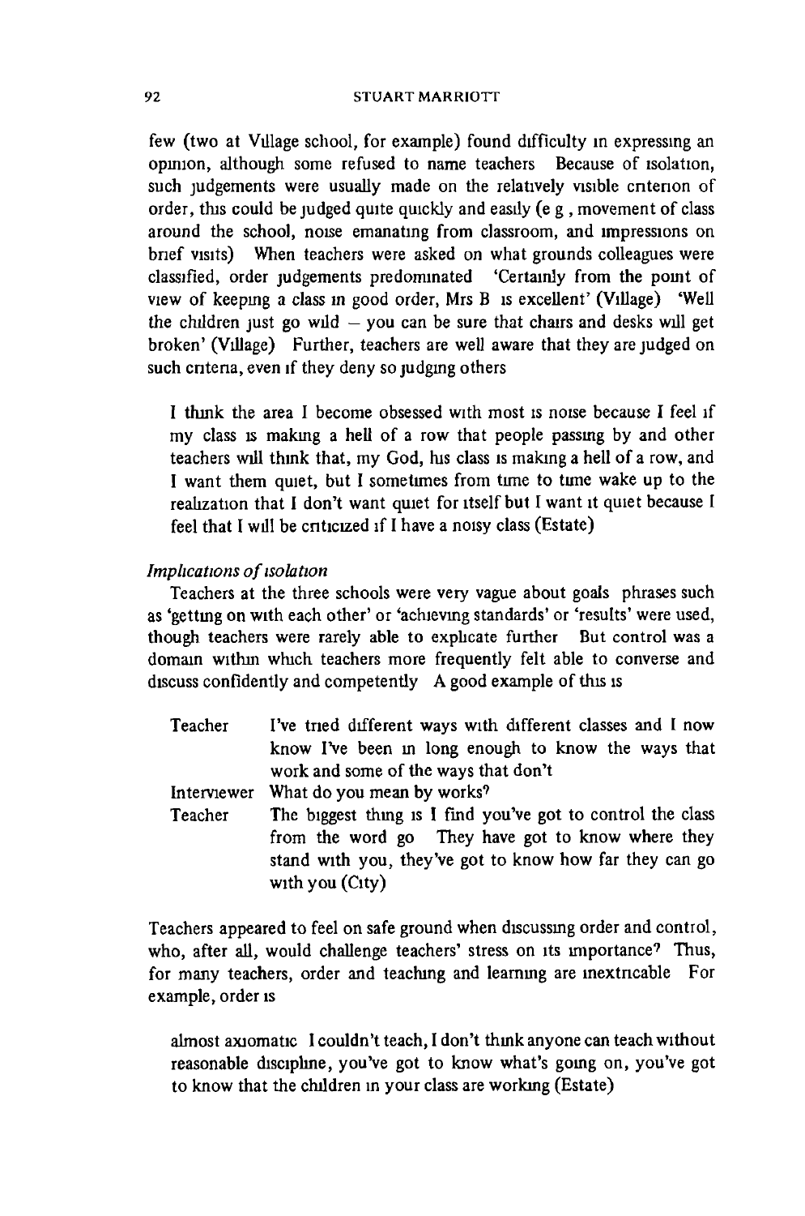few (two at Village school, for example) found difficulty in expressing an opinion, although some refused to name teachers Because of isolation, such judgements were usually made on the relatively visible criterion of order, this could be judged quite quickly and easily (e g , movement of class around the school, noise emanating from classroom, and impressions on brief visits) When teachers were asked on what grounds colleagues were classified, order judgements predominated 'Certainly from the point of view of keeping a class in good order, Mrs B is excellent' (Village) 'Well the children just go wild – you can be sure that chairs and desks will get broken' (Village) Further, teachers are well aware that they are judged on such criteria, even if they deny so judging others

> I think the area I become obsessed with most is noise because I feel if my class is making a hell of a row that people passing by and other teachers will think that, my God, his class is making a hell of a row, and I want them quiet, but I sometimes from time to time wake up to the realization that I don't want quiet for itself but I want it quiet because I feel that I will be criticized if I have a noisy class (Estate)

*Implications of isolation*

Teachers at the three schools were very vague about goals phrases such as 'getting on with each other' or 'achieving standards' or 'results' were used, though teachers were rarely able to explicate further But control was a domain within which teachers more frequently felt able to converse and discuss confidently and competently A good example of this is

> Teacher I've tried different ways with different classes and I now know I've been in long enough to know the ways that work and some of the ways that don't
>
> Interviewer What do you mean by works?
>
> Teacher The biggest thing is I find you've got to control the class from the word go They have got to know where they stand with you, they've got to know how far they can go with you (City)

Teachers appeared to feel on safe ground when discussing order and control, who, after all, would challenge teachers' stress on its importance? Thus, for many teachers, order and teaching and learning are inextricable For example, order is

> almost axiomatic I couldn't teach, I don't think anyone can teach without reasonable discipline, you've got to know what's going on, you've got to know that the children in your class are working (Estate)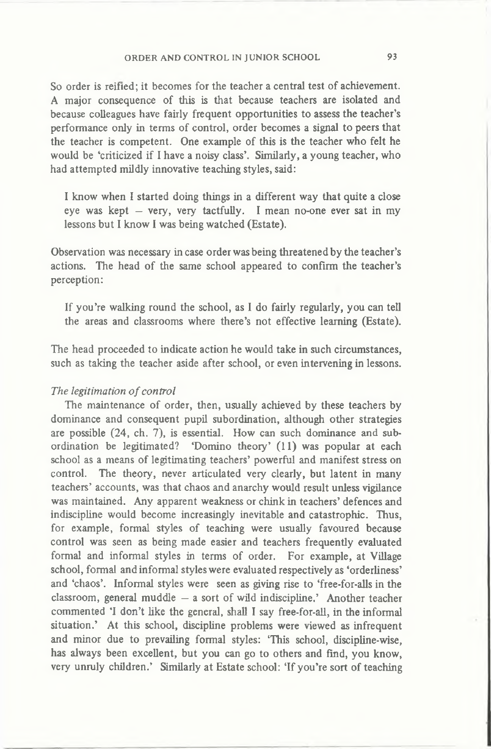So order is reified; it becomes for the teacher a central test of achievement. A major consequence of this is that because teachers are isolated and because colleagues have fairly frequent opportunities to assess the teacher's performance only in terms of control, order becomes a signal to peers that the teacher is competent. One example of this is the teacher who felt he would be 'criticized if I have a noisy class'. Similarly, a young teacher, who had attempted mildly innovative teaching styles, said:

> I know when I started doing things in a different way that quite a close eye was kept – very, very tactfully. I mean no-one ever sat in my lessons but I know I was being watched (Estate).

Observation was necessary in case order was being threatened by the teacher's actions. The head of the same school appeared to confirm the teacher's perception:

> If you're walking round the school, as I do fairly regularly, you can tell the areas and classrooms where there's not effective learning (Estate).

The head proceeded to indicate action he would take in such circumstances, such as taking the teacher aside after school, or even intervening in lessons.

*The legitimation of control*

The maintenance of order, then, usually achieved by these teachers by dominance and consequent pupil subordination, although other strategies are possible (24, ch. 7), is essential. How can such dominance and subordination be legitimated? 'Domino theory' (11) was popular at each school as a means of legitimating teachers' powerful and manifest stress on control. The theory, never articulated very clearly, but latent in many teachers' accounts, was that chaos and anarchy would result unless vigilance was maintained. Any apparent weakness or chink in teachers' defences and indiscipline would become increasingly inevitable and catastrophic. Thus, for example, formal styles of teaching were usually favoured because control was seen as being made easier and teachers frequently evaluated formal and informal styles in terms of order. For example, at Village school, formal and informal styles were evaluated respectively as 'orderliness' and 'chaos'. Informal styles were seen as giving rise to 'free-for-alls in the classroom, general muddle – a sort of wild indiscipline.' Another teacher commented 'I don't like the general, shall I say free-for-all, in the informal situation.' At this school, discipline problems were viewed as infrequent and minor due to prevailing formal styles: 'This school, discipline-wise, has always been excellent, but you can go to others and find, you know, very unruly children.' Similarly at Estate school: 'If you're sort of teaching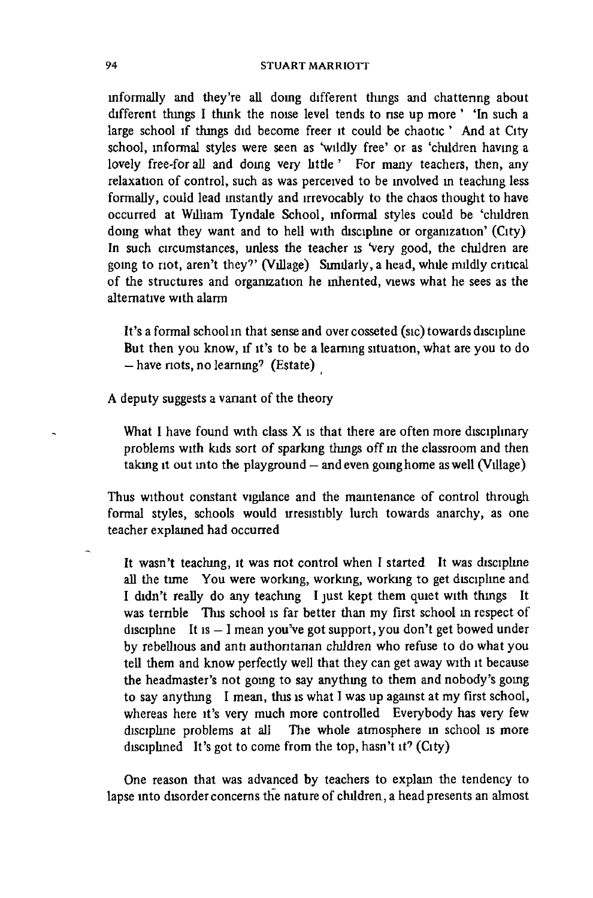informally and they're all doing different things and chattering about different things I think the noise level tends to rise up more' 'In such a large school if things did become freer it could be chaotic' And at City school, informal styles were seen as 'wildly free' or as 'children having a lovely free-for all and doing very little' For many teachers, then, any relaxation of control, such as was perceived to be involved in teaching less formally, could lead instantly and irrevocably to the chaos thought to have occurred at William Tyndale School, informal styles could be 'children doing what they want and to hell with discipline or organization' (City) In such circumstances, unless the teacher is 'very good, the children are going to riot, aren't they?' (Village) Similarly, a head, while mildly critical of the structures and organization he inherited, views what he sees as the alternative with alarm

> It's a formal school in that sense and over cosseted (sic) towards discipline But then you know, if it's to be a learning situation, what are you to do – have riots, no learning? (Estate)

A deputy suggests a variant of the theory

> What I have found with class X is that there are often more disciplinary problems with kids sort of sparking things off in the classroom and then taking it out into the playground – and even going home as well (Village)

Thus without constant vigilance and the maintenance of control through formal styles, schools would irresistibly lurch towards anarchy, as one teacher explained had occurred

> It wasn't teaching, it was not control when I started It was discipline all the time You were working, working, working to get discipline and I didn't really do any teaching I just kept them quiet with things It was terrible This school is far better than my first school in respect of discipline It is – I mean you've got support, you don't get bowed under by rebellious and anti authoritarian children who refuse to do what you tell them and know perfectly well that they can get away with it because the headmaster's not going to say anything to them and nobody's going to say anything I mean, this is what I was up against at my first school, whereas here it's very much more controlled Everybody has very few discipline problems at all The whole atmosphere in school is more disciplined It's got to come from the top, hasn't it? (City)

One reason that was advanced by teachers to explain the tendency to lapse into disorder concerns the nature of children, a head presents an almost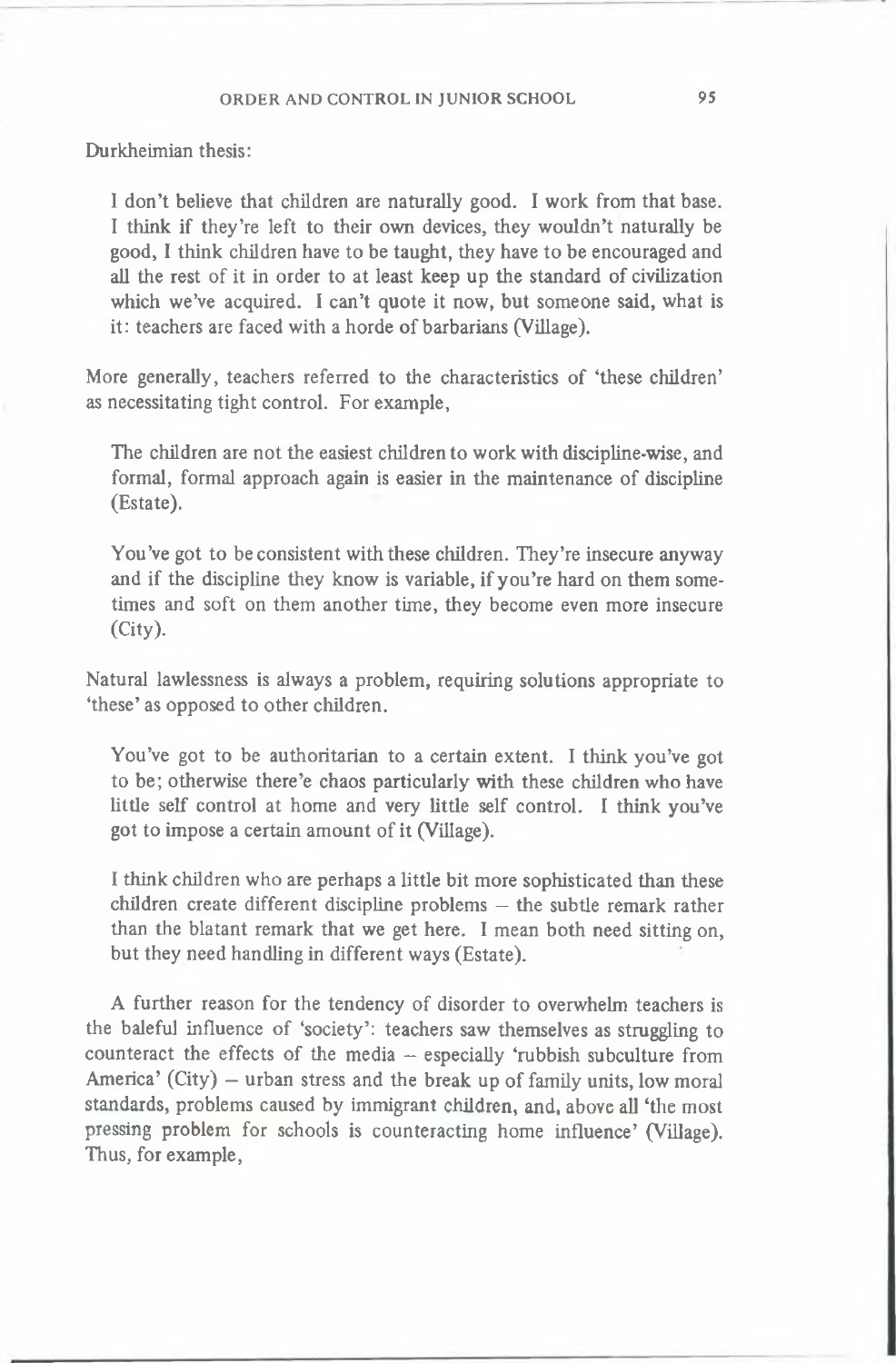Durkheimian thesis:

> I don't believe that children are naturally good. I work from that base. I think if they're left to their own devices, they wouldn't naturally be good, I think children have to be taught, they have to be encouraged and all the rest of it in order to at least keep up the standard of civilization which we've acquired. I can't quote it now, but someone said, what is it: teachers are faced with a horde of barbarians (Village).

More generally, teachers referred to the characteristics of 'these children' as necessitating tight control. For example,

> The children are not the easiest children to work with discipline-wise, and formal, formal approach again is easier in the maintenance of discipline (Estate).

> You've got to be consistent with these children. They're insecure anyway and if the discipline they know is variable, if you're hard on them sometimes and soft on them another time, they become even more insecure (City).

Natural lawlessness is always a problem, requiring solutions appropriate to 'these' as opposed to other children.

> You've got to be authoritarian to a certain extent. I think you've got to be; otherwise there'e chaos particularly with these children who have little self control at home and very little self control. I think you've got to impose a certain amount of it (Village).

> I think children who are perhaps a little bit more sophisticated than these children create different discipline problems – the subtle remark rather than the blatant remark that we get here. I mean both need sitting on, but they need handling in different ways (Estate).

A further reason for the tendency of disorder to overwhelm teachers is the baleful influence of 'society': teachers saw themselves as struggling to counteract the effects of the media – especially 'rubbish subculture from America' (City) – urban stress and the break up of family units, low moral standards, problems caused by immigrant children, and, above all 'the most pressing problem for schools is counteracting home influence' (Village). Thus, for example,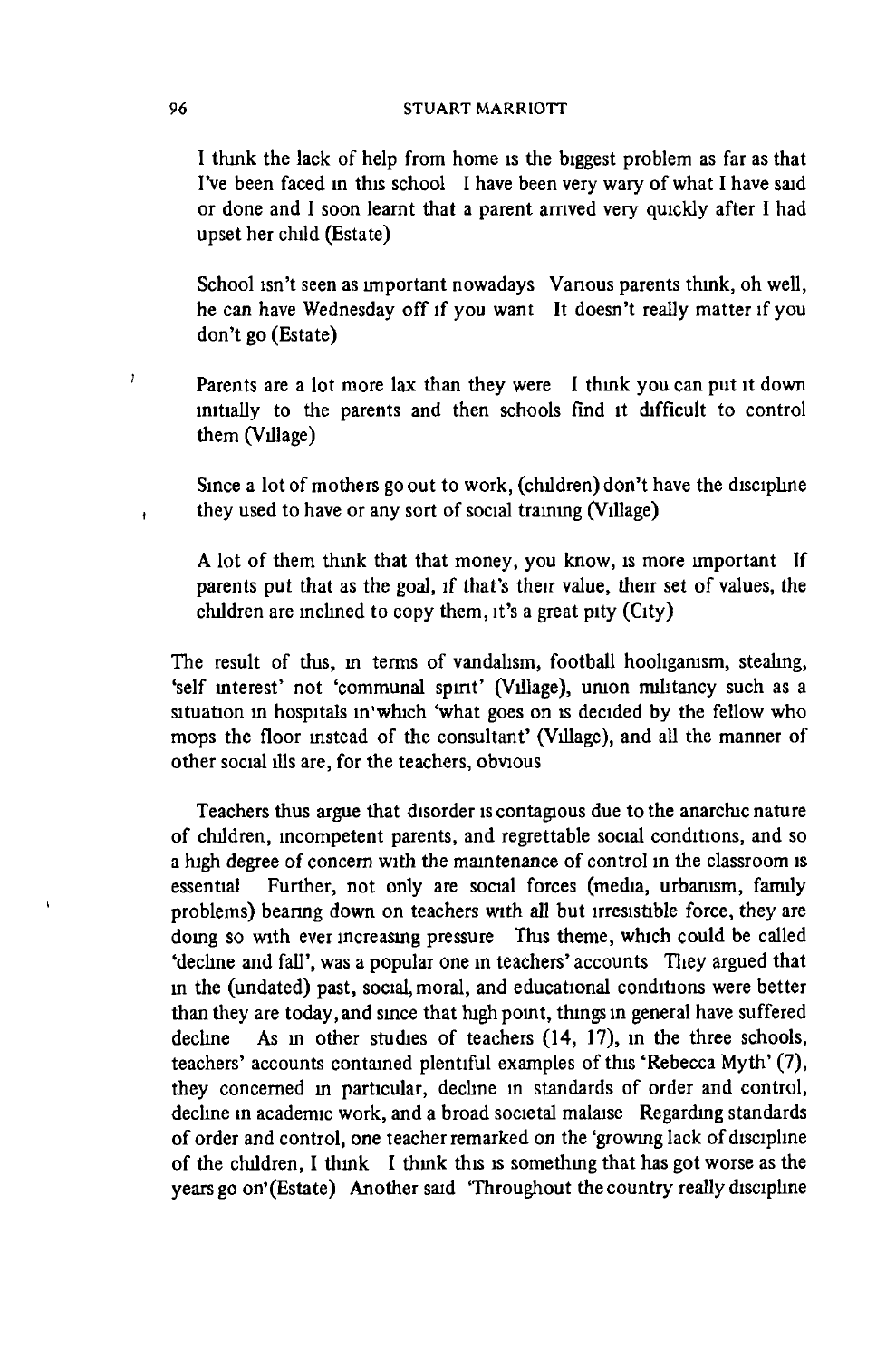I think the lack of help from home is the biggest problem as far as that I've been faced in this school I have been very wary of what I have said or done and I soon learnt that a parent arrived very quickly after I had upset her child (Estate)

School isn't seen as important nowadays Various parents think, oh well, he can have Wednesday off if you want It doesn't really matter if you don't go (Estate)

Parents are a lot more lax than they were I think you can put it down initially to the parents and then schools find it difficult to control them (Village)

Since a lot of mothers go out to work, (children) don't have the discipline they used to have or any sort of social training (Village)

A lot of them think that that money, you know, is more important If parents put that as the goal, if that's their value, their set of values, the children are inclined to copy them, it's a great pity (City)

The result of this, in terms of vandalism, football hooliganism, stealing, 'self interest' not 'communal spirit' (Village), union militancy such as a situation in hospitals in which 'what goes on is decided by the fellow who mops the floor instead of the consultant' (Village), and all the manner of other social ills are, for the teachers, obvious

Teachers thus argue that disorder is contagious due to the anarchic nature of children, incompetent parents, and regrettable social conditions, and so a high degree of concern with the maintenance of control in the classroom is essential Further, not only are social forces (media, urbanism, family problems) bearing down on teachers with all but irresistible force, they are doing so with ever increasing pressure This theme, which could be called 'decline and fall', was a popular one in teachers' accounts They argued that in the (undated) past, social, moral, and educational conditions were better than they are today, and since that high point, things in general have suffered decline As in other studies of teachers (14, 17), in the three schools, teachers' accounts contained plentiful examples of this 'Rebecca Myth' (7), they concerned in particular, decline in standards of order and control, decline in academic work, and a broad societal malaise Regarding standards of order and control, one teacher remarked on the 'growing lack of discipline of the children, I think I think this is something that has got worse as the years go on' (Estate) Another said 'Throughout the country really discipline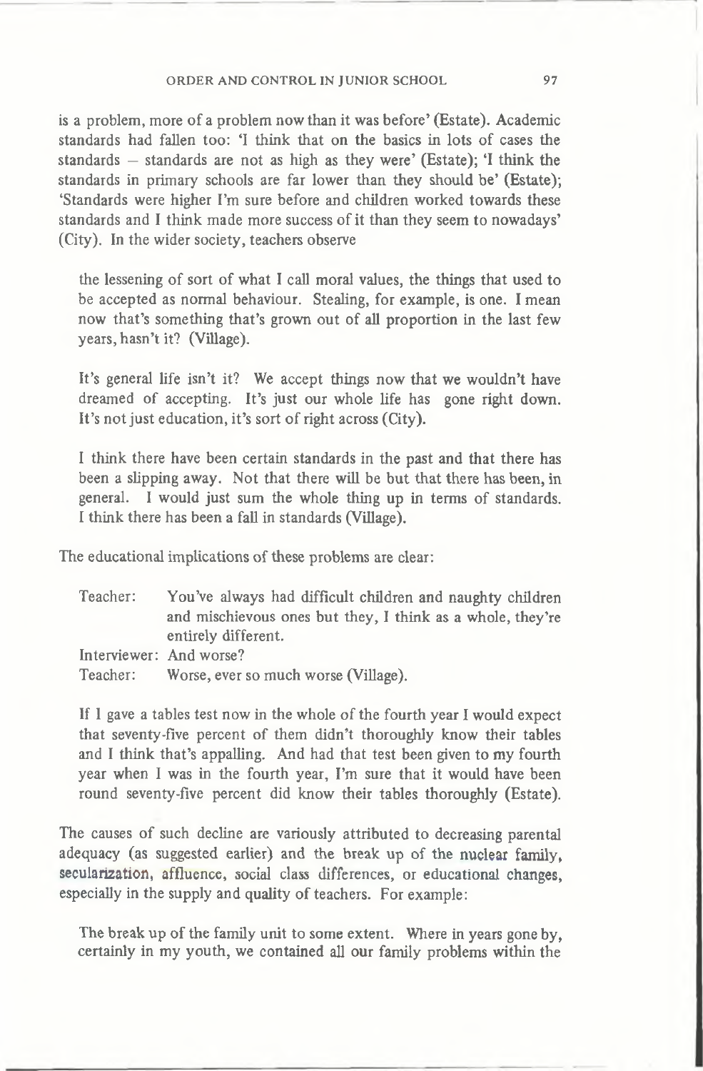is a problem, more of a problem now than it was before' (Estate). Academic standards had fallen too: 'I think that on the basics in lots of cases the standards – standards are not as high as they were' (Estate); 'I think the standards in primary schools are far lower than they should be' (Estate); 'Standards were higher I'm sure before and children worked towards these standards and I think made more success of it than they seem to nowadays' (City). In the wider society, teachers observe

> the lessening of sort of what I call moral values, the things that used to be accepted as normal behaviour. Stealing, for example, is one. I mean now that's something that's grown out of all proportion in the last few years, hasn't it? (Village).

> It's general life isn't it? We accept things now that we wouldn't have dreamed of accepting. It's just our whole life has gone right down. It's not just education, it's sort of right across (City).

> I think there have been certain standards in the past and that there has been a slipping away. Not that there will be but that there has been, in general. I would just sum the whole thing up in terms of standards. I think there has been a fall in standards (Village).

The educational implications of these problems are clear:

> Teacher: You've always had difficult children and naughty children and mischievous ones but they, I think as a whole, they're entirely different.
>
> Interviewer: And worse?
>
> Teacher: Worse, ever so much worse (Village).

> If I gave a tables test now in the whole of the fourth year I would expect that seventy-five percent of them didn't thoroughly know their tables and I think that's appalling. And had that test been given to my fourth year when I was in the fourth year, I'm sure that it would have been round seventy-five percent did know their tables thoroughly (Estate).

The causes of such decline are variously attributed to decreasing parental adequacy (as suggested earlier) and the break up of the nuclear family, secularization, affluence, social class differences, or educational changes, especially in the supply and quality of teachers. For example:

> The break up of the family unit to some extent. Where in years gone by, certainly in my youth, we contained all our family problems within the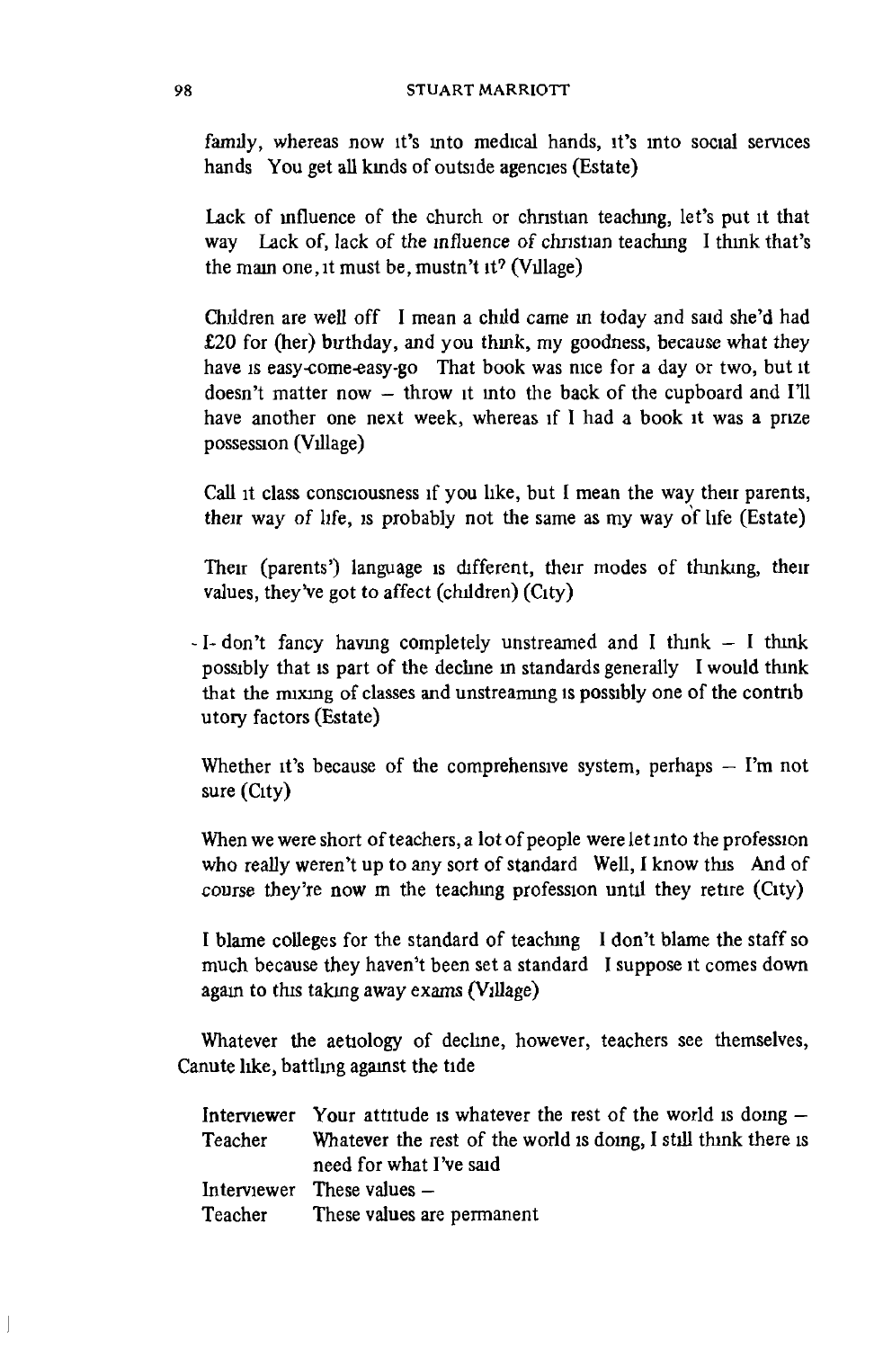family, whereas now it's into medical hands, it's into social services hands You get all kinds of outside agencies (Estate)

> Lack of influence of the church or christian teaching, let's put it that way Lack of, lack of the influence of christian teaching I think that's the main one, it must be, mustn't it? (Village)

> Children are well off I mean a child came in today and said she'd had £20 for (her) birthday, and you think, my goodness, because what *they* have is easy-come-easy-go That book was nice for a day or two, but it doesn't matter now – throw it into the back of the cupboard and I'll have another one next week, whereas if I had a book it was a prize possession (Village)

> Call it class consciousness if you like, but I mean the way their parents, their way of life, is probably not the same as my way of life (Estate)

> Their (parents') language is different, their modes of thinking, their values, they've got to affect (children) (City)

> - I- don't fancy having completely unstreamed and I think – I think possibly that is part of the decline in standards generally I would think that the mixing of classes and unstreaming is possibly one of the contributory factors (Estate)

> Whether it's because of the comprehensive system, perhaps – I'm not sure (City)

> When we were short of teachers, a lot of people were let into the profession who really weren't up to any sort of standard Well, I know this And of course they're now in the teaching profession until they retire (City)

> I blame colleges for the standard of teaching I don't blame the staff so much because they haven't been set a standard I suppose it comes down again to this taking away exams (Village)

Whatever the aetiology of decline, however, teachers see themselves, Canute like, battling against the tide

| | |
|---|---|
| Interviewer | Your attitude is whatever the rest of the world is doing – |
| Teacher | Whatever the rest of the world is doing, I still think there is need for what I've said |
| Interviewer | These values – |
| Teacher | These values are permanent |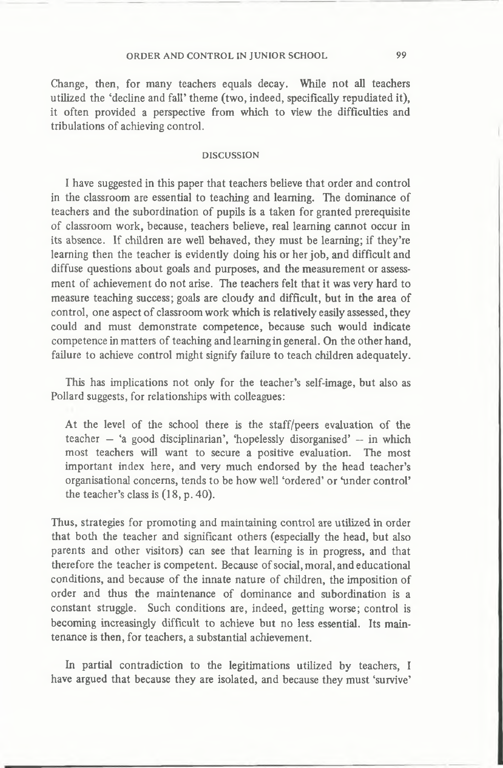Change, then, for many teachers equals decay. While not all teachers utilized the 'decline and fall' theme (two, indeed, specifically repudiated it), it often provided a perspective from which to view the difficulties and tribulations of achieving control.

## DISCUSSION

I have suggested in this paper that teachers believe that order and control in the classroom are essential to teaching and learning. The dominance of teachers and the subordination of pupils is a taken for granted prerequisite of classroom work, because, teachers believe, real learning cannot occur in its absence. If children are well behaved, they must be learning; if they're learning then the teacher is evidently doing his or her job, and difficult and diffuse questions about goals and purposes, and the measurement or assessment of achievement do not arise. The teachers felt that it was very hard to measure teaching success; goals are cloudy and difficult, but in the area of control, one aspect of classroom work which is relatively easily assessed, they could and must demonstrate competence, because such would indicate competence in matters of teaching and learning in general. On the other hand, failure to achieve control might signify failure to teach children adequately.

This has implications not only for the teacher's self-image, but also as Pollard suggests, for relationships with colleagues:

> At the level of the school there is the staff/peers evaluation of the teacher – 'a good disciplinarian', 'hopelessly disorganised' – in which most teachers will want to secure a positive evaluation. The most important index here, and very much endorsed by the head teacher's organisational concerns, tends to be how well 'ordered' or 'under control' the teacher's class is (18, p. 40).

Thus, strategies for promoting and maintaining control are utilized in order that both the teacher and significant others (especially the head, but also parents and other visitors) can see that learning is in progress, and that therefore the teacher is competent. Because of social, moral, and educational conditions, and because of the innate nature of children, the imposition of order and thus the maintenance of dominance and subordination is a constant struggle. Such conditions are, indeed, getting worse; control is becoming increasingly difficult to achieve but no less essential. Its maintenance is then, for teachers, a substantial achievement.

In partial contradiction to the legitimations utilized by teachers, I have argued that because they are isolated, and because they must 'survive'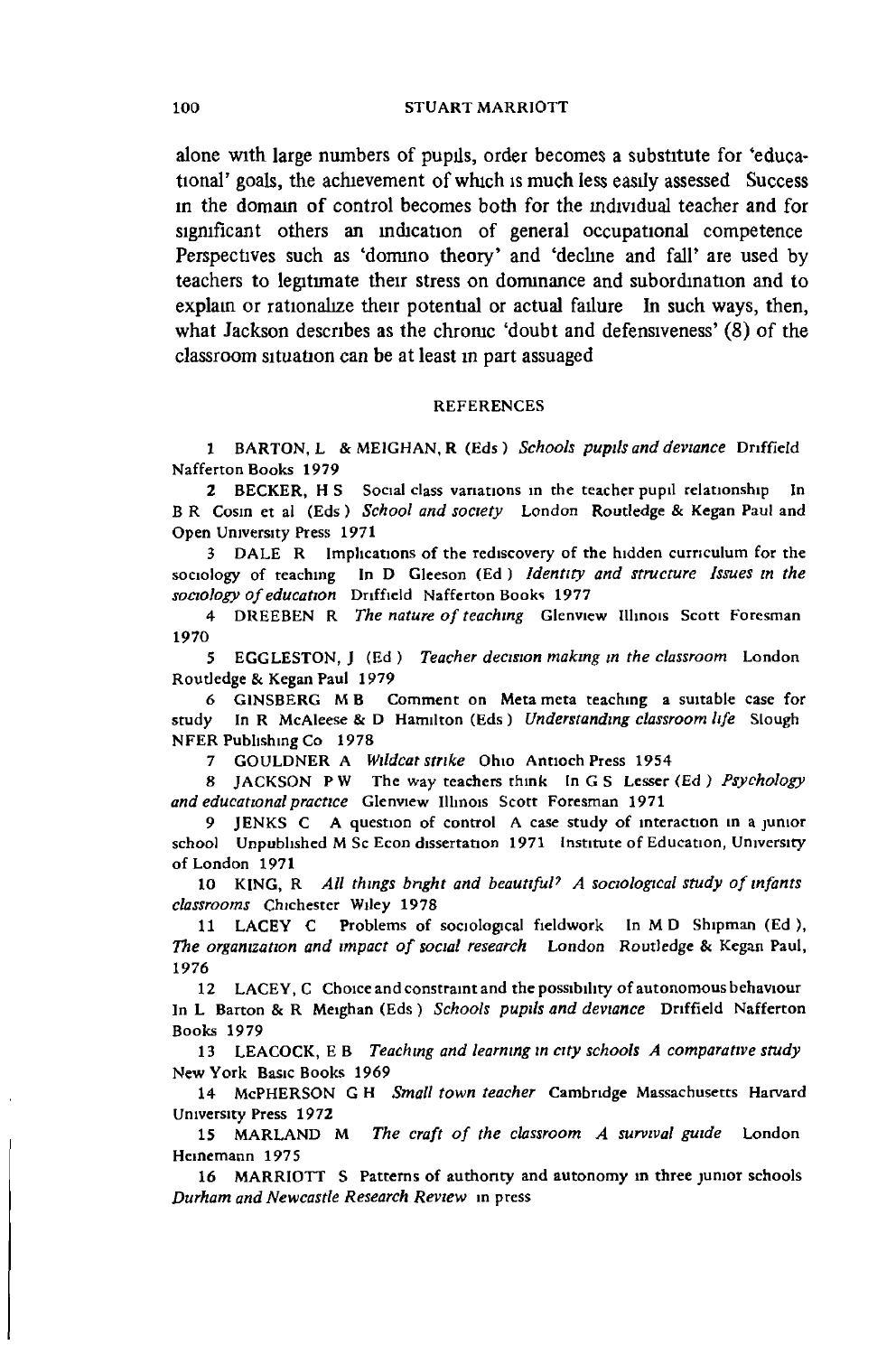alone with large numbers of pupils, order becomes a substitute for 'educational' goals, the achievement of which is much less easily assessed Success in the domain of control becomes both for the individual teacher and for significant others an indication of general occupational competence Perspectives such as 'domino theory' and 'decline and fall' are used by teachers to legitimate their stress on dominance and subordination and to explain or rationalize their potential or actual failure In such ways, then, what Jackson describes as the chronic 'doubt and defensiveness' (8) of the classroom situation can be at least in part assuaged

## REFERENCES

1 BARTON, L & MEIGHAN, R (Eds) *Schools pupils and deviance* Driffield Nafferton Books 1979

2 BECKER, H S Social class variations in the teacher pupil relationship In B R Cosin et al (Eds) *School and society* London Routledge & Kegan Paul and Open University Press 1971

3 DALE R Implications of the rediscovery of the hidden curriculum for the sociology of teaching In D Gleeson (Ed) *Identity and structure Issues in the sociology of education* Driffield Nafferton Books 1977

4 DREEBEN R *The nature of teaching* Glenview Illinois Scott Foresman 1970

5 EGGLESTON, J (Ed) *Teacher decision making in the classroom* London Routledge & Kegan Paul 1979

6 GINSBERG M B Comment on Meta meta teaching a suitable case for study In R McAleese & D Hamilton (Eds) *Understanding classroom life* Slough NFER Publishing Co 1978

7 GOULDNER A *Wildcat strike* Ohio Antioch Press 1954

8 JACKSON P W The way teachers think In G S Lesser (Ed) *Psychology and educational practice* Glenview Illinois Scott Foresman 1971

9 JENKS C A question of control A case study of interaction in a junior school Unpublished M Sc Econ dissertation 1971 Institute of Education, University of London 1971

10 KING, R *All things bright and beautiful? A sociological study of infants classrooms* Chichester Wiley 1978

11 LACEY C Problems of sociological fieldwork In M D Shipman (Ed), *The organization and impact of social research* London Routledge & Kegan Paul, 1976

12 LACEY, C Choice and constraint and the possibility of autonomous behaviour In L Barton & R Meighan (Eds) *Schools pupils and deviance* Driffield Nafferton Books 1979

13 LEACOCK, E B *Teaching and learning in city schools A comparative study* New York Basic Books 1969

14 McPHERSON G H *Small town teacher* Cambridge Massachusetts Harvard University Press 1972

15 MARLAND M *The craft of the classroom A survival guide* London Heinemann 1975

16 MARRIOTT S Patterns of authority and autonomy in three junior schools *Durham and Newcastle Research Review* in press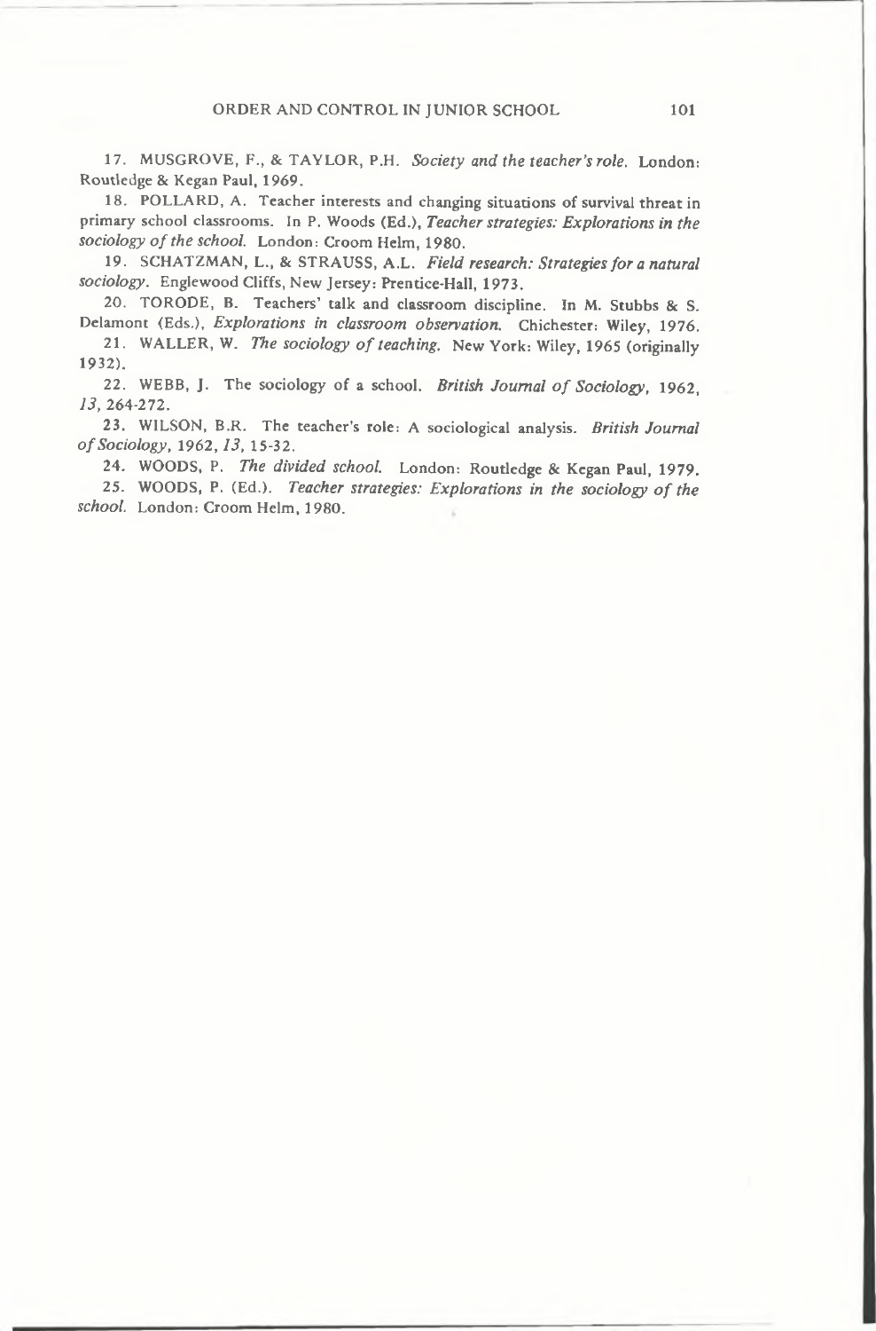17. MUSGROVE, F., & TAYLOR, P.H. *Society and the teacher's role.* London: Routledge & Kegan Paul, 1969.

18. POLLARD, A. Teacher interests and changing situations of survival threat in primary school classrooms. In P. Woods (Ed.), *Teacher strategies: Explorations in the sociology of the school.* London: Croom Helm, 1980.

19. SCHATZMAN, L., & STRAUSS, A.L. *Field research: Strategies for a natural sociology.* Englewood Cliffs, New Jersey: Prentice-Hall, 1973.

20. TORODE, B. Teachers' talk and classroom discipline. In M. Stubbs & S. Delamont (Eds.), *Explorations in classroom observation.* Chichester: Wiley, 1976.

21. WALLER, W. *The sociology of teaching.* New York: Wiley, 1965 (originally 1932).

22. WEBB, J. The sociology of a school. *British Journal of Sociology,* 1962, *13,* 264-272.

23. WILSON, B.R. The teacher's role: A sociological analysis. *British Journal of Sociology,* 1962, *13,* 15-32.

24. WOODS, P. *The divided school.* London: Routledge & Kegan Paul, 1979.

25. WOODS, P. (Ed.). *Teacher strategies: Explorations in the sociology of the school.* London: Croom Helm, 1980.